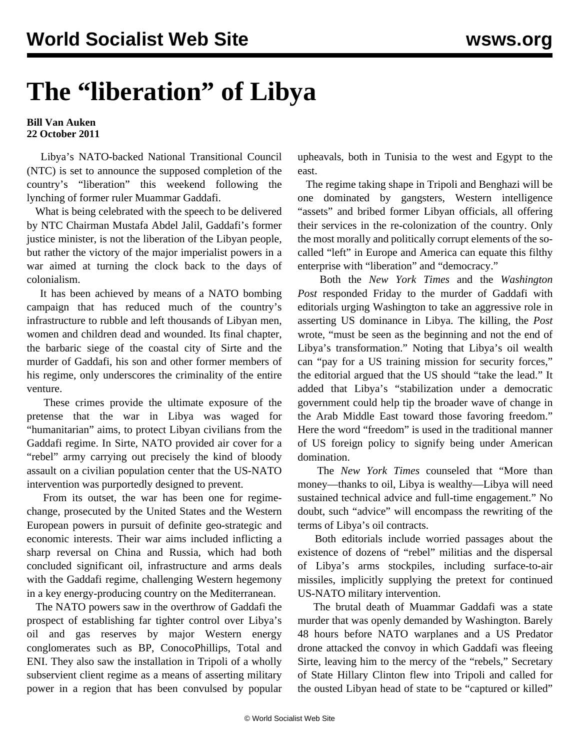# The "liberation" of Libya

**Bill Van Auken**
**22 October 2011**

Libya's NATO-backed National Transitional Council (NTC) is set to announce the supposed completion of the country's "liberation" this weekend following the lynching of former ruler Muammar Gaddafi.

What is being celebrated with the speech to be delivered by NTC Chairman Mustafa Abdel Jalil, Gaddafi's former justice minister, is not the liberation of the Libyan people, but rather the victory of the major imperialist powers in a war aimed at turning the clock back to the days of colonialism.

It has been achieved by means of a NATO bombing campaign that has reduced much of the country's infrastructure to rubble and left thousands of Libyan men, women and children dead and wounded. Its final chapter, the barbaric siege of the coastal city of Sirte and the murder of Gaddafi, his son and other former members of his regime, only underscores the criminality of the entire venture.

These crimes provide the ultimate exposure of the pretense that the war in Libya was waged for "humanitarian" aims, to protect Libyan civilians from the Gaddafi regime. In Sirte, NATO provided air cover for a "rebel" army carrying out precisely the kind of bloody assault on a civilian population center that the US-NATO intervention was purportedly designed to prevent.

From its outset, the war has been one for regime-change, prosecuted by the United States and the Western European powers in pursuit of definite geo-strategic and economic interests. Their war aims included inflicting a sharp reversal on China and Russia, which had both concluded significant oil, infrastructure and arms deals with the Gaddafi regime, challenging Western hegemony in a key energy-producing country on the Mediterranean.

The NATO powers saw in the overthrow of Gaddafi the prospect of establishing far tighter control over Libya's oil and gas reserves by major Western energy conglomerates such as BP, ConocoPhillips, Total and ENI. They also saw the installation in Tripoli of a wholly subservient client regime as a means of asserting military power in a region that has been convulsed by popular upheavals, both in Tunisia to the west and Egypt to the east.

The regime taking shape in Tripoli and Benghazi will be one dominated by gangsters, Western intelligence "assets" and bribed former Libyan officials, all offering their services in the re-colonization of the country. Only the most morally and politically corrupt elements of the so-called "left" in Europe and America can equate this filthy enterprise with "liberation" and "democracy."

Both the *New York Times* and the *Washington Post* responded Friday to the murder of Gaddafi with editorials urging Washington to take an aggressive role in asserting US dominance in Libya. The killing, the *Post* wrote, "must be seen as the beginning and not the end of Libya's transformation." Noting that Libya's oil wealth can "pay for a US training mission for security forces," the editorial argued that the US should "take the lead." It added that Libya's "stabilization under a democratic government could help tip the broader wave of change in the Arab Middle East toward those favoring freedom." Here the word "freedom" is used in the traditional manner of US foreign policy to signify being under American domination.

The *New York Times* counseled that "More than money—thanks to oil, Libya is wealthy—Libya will need sustained technical advice and full-time engagement." No doubt, such "advice" will encompass the rewriting of the terms of Libya's oil contracts.

Both editorials include worried passages about the existence of dozens of "rebel" militias and the dispersal of Libya's arms stockpiles, including surface-to-air missiles, implicitly supplying the pretext for continued US-NATO military intervention.

The brutal death of Muammar Gaddafi was a state murder that was openly demanded by Washington. Barely 48 hours before NATO warplanes and a US Predator drone attacked the convoy in which Gaddafi was fleeing Sirte, leaving him to the mercy of the "rebels," Secretary of State Hillary Clinton flew into Tripoli and called for the ousted Libyan head of state to be "captured or killed"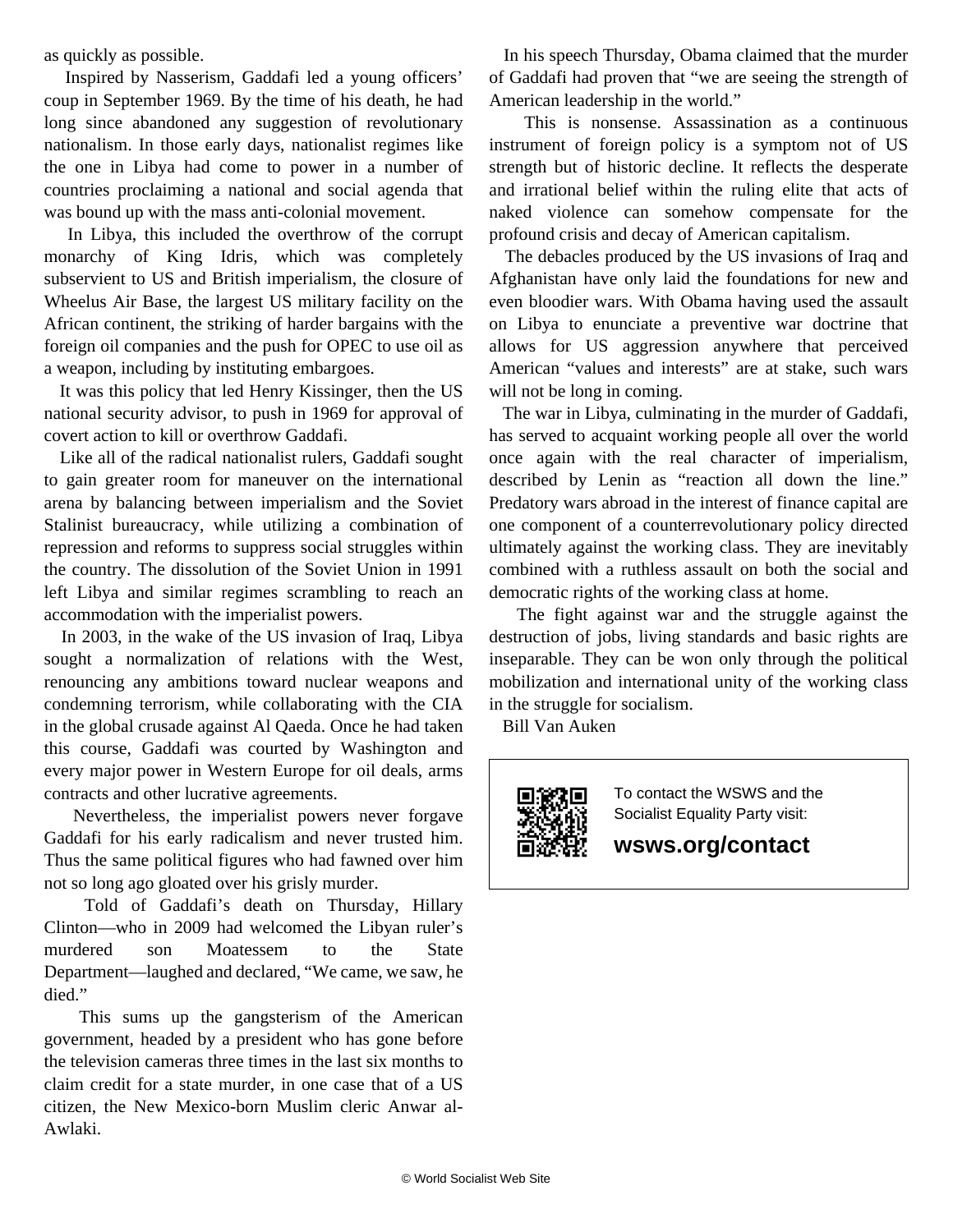as quickly as possible.

Inspired by Nasserism, Gaddafi led a young officers' coup in September 1969. By the time of his death, he had long since abandoned any suggestion of revolutionary nationalism. In those early days, nationalist regimes like the one in Libya had come to power in a number of countries proclaiming a national and social agenda that was bound up with the mass anti-colonial movement.

In Libya, this included the overthrow of the corrupt monarchy of King Idris, which was completely subservient to US and British imperialism, the closure of Wheelus Air Base, the largest US military facility on the African continent, the striking of harder bargains with the foreign oil companies and the push for OPEC to use oil as a weapon, including by instituting embargoes.

It was this policy that led Henry Kissinger, then the US national security advisor, to push in 1969 for approval of covert action to kill or overthrow Gaddafi.

Like all of the radical nationalist rulers, Gaddafi sought to gain greater room for maneuver on the international arena by balancing between imperialism and the Soviet Stalinist bureaucracy, while utilizing a combination of repression and reforms to suppress social struggles within the country. The dissolution of the Soviet Union in 1991 left Libya and similar regimes scrambling to reach an accommodation with the imperialist powers.

In 2003, in the wake of the US invasion of Iraq, Libya sought a normalization of relations with the West, renouncing any ambitions toward nuclear weapons and condemning terrorism, while collaborating with the CIA in the global crusade against Al Qaeda. Once he had taken this course, Gaddafi was courted by Washington and every major power in Western Europe for oil deals, arms contracts and other lucrative agreements.

Nevertheless, the imperialist powers never forgave Gaddafi for his early radicalism and never trusted him. Thus the same political figures who had fawned over him not so long ago gloated over his grisly murder.

Told of Gaddafi's death on Thursday, Hillary Clinton—who in 2009 had welcomed the Libyan ruler's murdered son Moatessem to the State Department—laughed and declared, "We came, we saw, he died."

This sums up the gangsterism of the American government, headed by a president who has gone before the television cameras three times in the last six months to claim credit for a state murder, in one case that of a US citizen, the New Mexico-born Muslim cleric Anwar al-Awlaki.

In his speech Thursday, Obama claimed that the murder of Gaddafi had proven that "we are seeing the strength of American leadership in the world."

This is nonsense. Assassination as a continuous instrument of foreign policy is a symptom not of US strength but of historic decline. It reflects the desperate and irrational belief within the ruling elite that acts of naked violence can somehow compensate for the profound crisis and decay of American capitalism.

The debacles produced by the US invasions of Iraq and Afghanistan have only laid the foundations for new and even bloodier wars. With Obama having used the assault on Libya to enunciate a preventive war doctrine that allows for US aggression anywhere that perceived American "values and interests" are at stake, such wars will not be long in coming.

The war in Libya, culminating in the murder of Gaddafi, has served to acquaint working people all over the world once again with the real character of imperialism, described by Lenin as "reaction all down the line." Predatory wars abroad in the interest of finance capital are one component of a counterrevolutionary policy directed ultimately against the working class. They are inevitably combined with a ruthless assault on both the social and democratic rights of the working class at home.

The fight against war and the struggle against the destruction of jobs, living standards and basic rights are inseparable. They can be won only through the political mobilization and international unity of the working class in the struggle for socialism.

Bill Van Auken

To contact the WSWS and the Socialist Equality Party visit:

**wsws.org/contact**